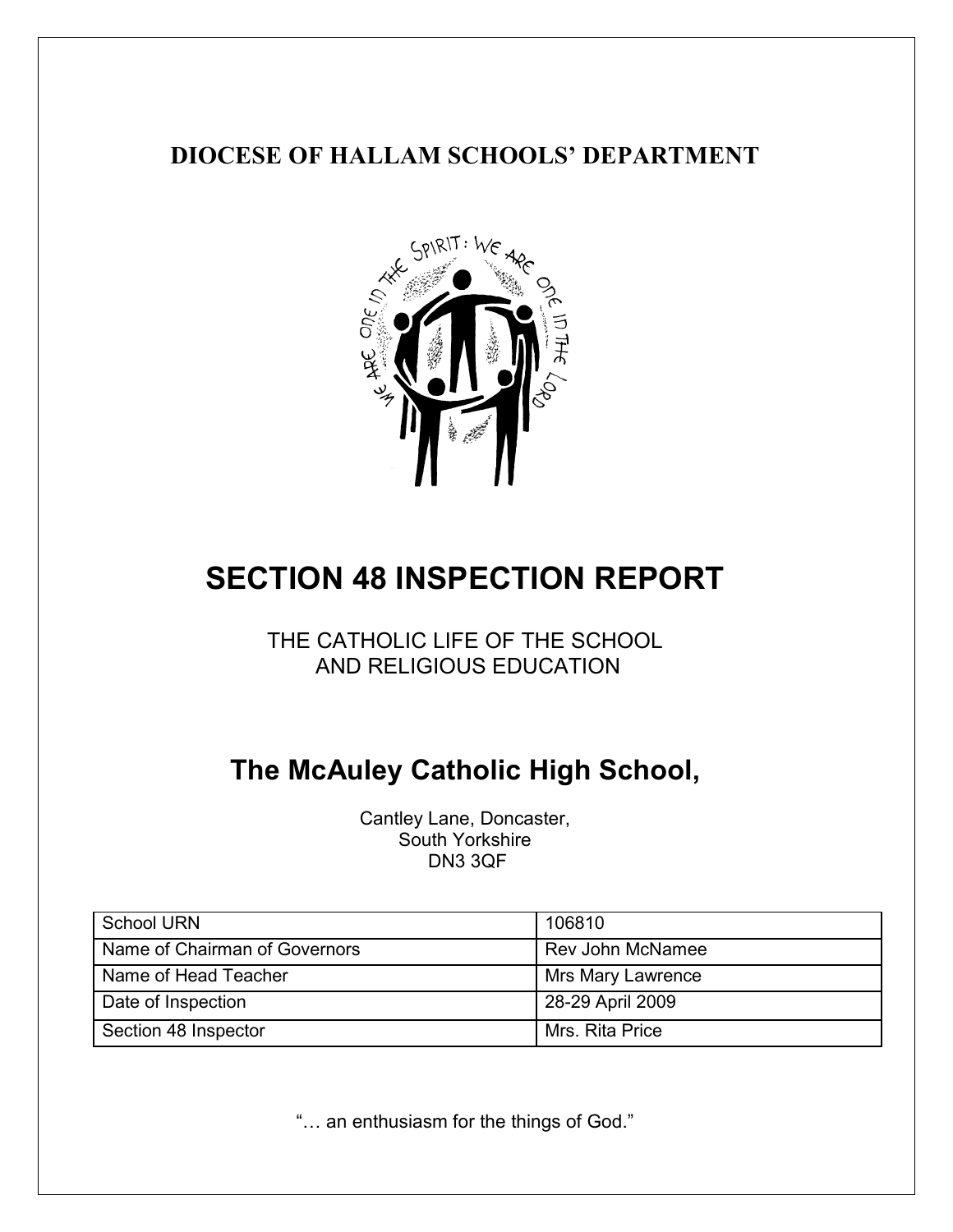**DIOCESE OF HALLAM SCHOOLS' DEPARTMENT**

# SECTION 48 INSPECTION REPORT

THE CATHOLIC LIFE OF THE SCHOOL
AND RELIGIOUS EDUCATION

## The McAuley Catholic High School,

Cantley Lane, Doncaster,
South Yorkshire
DN3 3QF

| School URN | 106810 |
|---|---|
| Name of Chairman of Governors | Rev John McNamee |
| Name of Head Teacher | Mrs Mary Lawrence |
| Date of Inspection | 28-29 April 2009 |
| Section 48 Inspector | Mrs. Rita Price |

"… an enthusiasm for the things of God."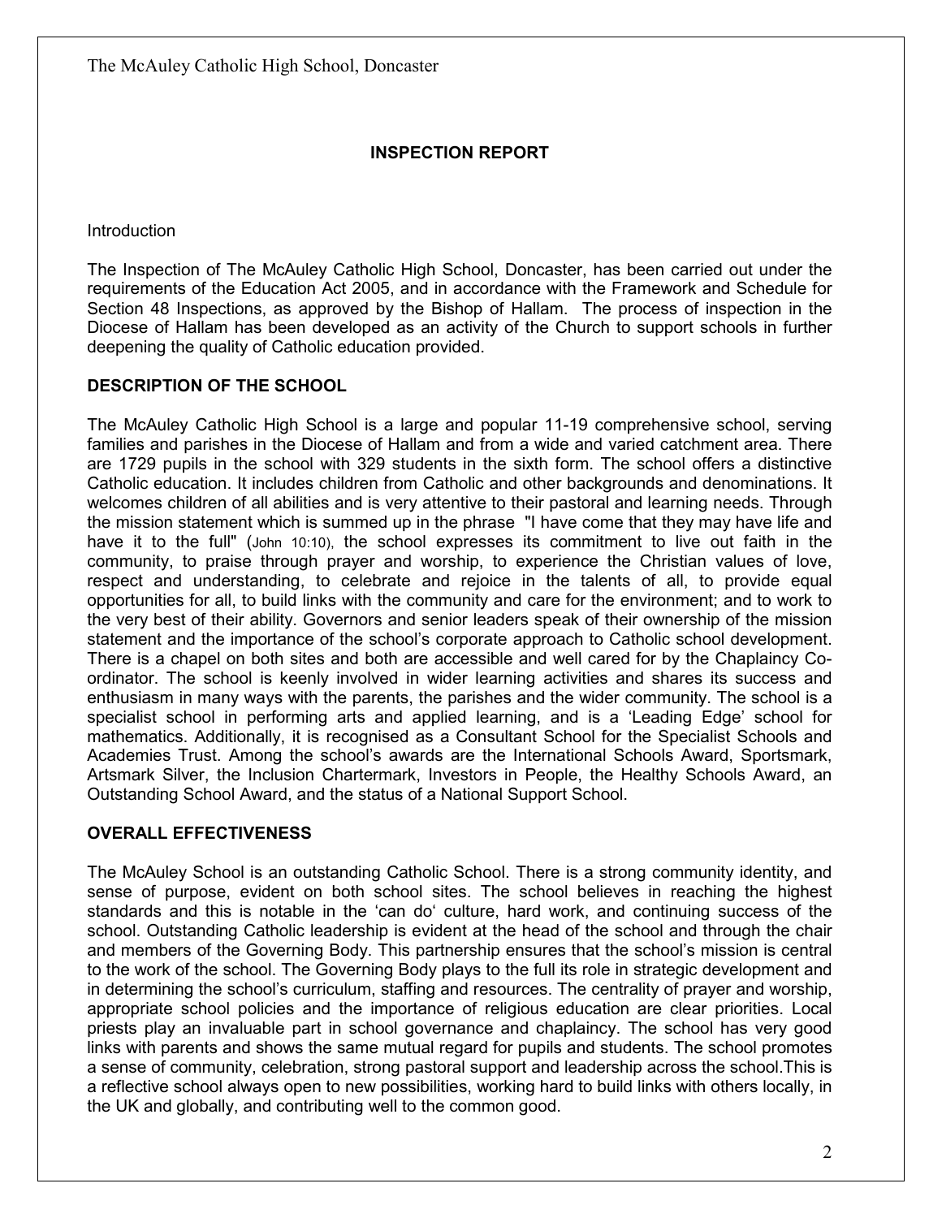## INSPECTION REPORT

Introduction

The Inspection of The McAuley Catholic High School, Doncaster, has been carried out under the requirements of the Education Act 2005, and in accordance with the Framework and Schedule for Section 48 Inspections, as approved by the Bishop of Hallam. The process of inspection in the Diocese of Hallam has been developed as an activity of the Church to support schools in further deepening the quality of Catholic education provided.

### DESCRIPTION OF THE SCHOOL

The McAuley Catholic High School is a large and popular 11-19 comprehensive school, serving families and parishes in the Diocese of Hallam and from a wide and varied catchment area. There are 1729 pupils in the school with 329 students in the sixth form. The school offers a distinctive Catholic education. It includes children from Catholic and other backgrounds and denominations. It welcomes children of all abilities and is very attentive to their pastoral and learning needs. Through the mission statement which is summed up in the phrase "I have come that they may have life and have it to the full" (John 10:10), the school expresses its commitment to live out faith in the community, to praise through prayer and worship, to experience the Christian values of love, respect and understanding, to celebrate and rejoice in the talents of all, to provide equal opportunities for all, to build links with the community and care for the environment; and to work to the very best of their ability. Governors and senior leaders speak of their ownership of the mission statement and the importance of the school's corporate approach to Catholic school development. There is a chapel on both sites and both are accessible and well cared for by the Chaplaincy Co-ordinator. The school is keenly involved in wider learning activities and shares its success and enthusiasm in many ways with the parents, the parishes and the wider community. The school is a specialist school in performing arts and applied learning, and is a 'Leading Edge' school for mathematics. Additionally, it is recognised as a Consultant School for the Specialist Schools and Academies Trust. Among the school's awards are the International Schools Award, Sportsmark, Artsmark Silver, the Inclusion Chartermark, Investors in People, the Healthy Schools Award, an Outstanding School Award, and the status of a National Support School.

### OVERALL EFFECTIVENESS

The McAuley School is an outstanding Catholic School. There is a strong community identity, and sense of purpose, evident on both school sites. The school believes in reaching the highest standards and this is notable in the 'can do' culture, hard work, and continuing success of the school. Outstanding Catholic leadership is evident at the head of the school and through the chair and members of the Governing Body. This partnership ensures that the school's mission is central to the work of the school. The Governing Body plays to the full its role in strategic development and in determining the school's curriculum, staffing and resources. The centrality of prayer and worship, appropriate school policies and the importance of religious education are clear priorities. Local priests play an invaluable part in school governance and chaplaincy. The school has very good links with parents and shows the same mutual regard for pupils and students. The school promotes a sense of community, celebration, strong pastoral support and leadership across the school.This is a reflective school always open to new possibilities, working hard to build links with others locally, in the UK and globally, and contributing well to the common good.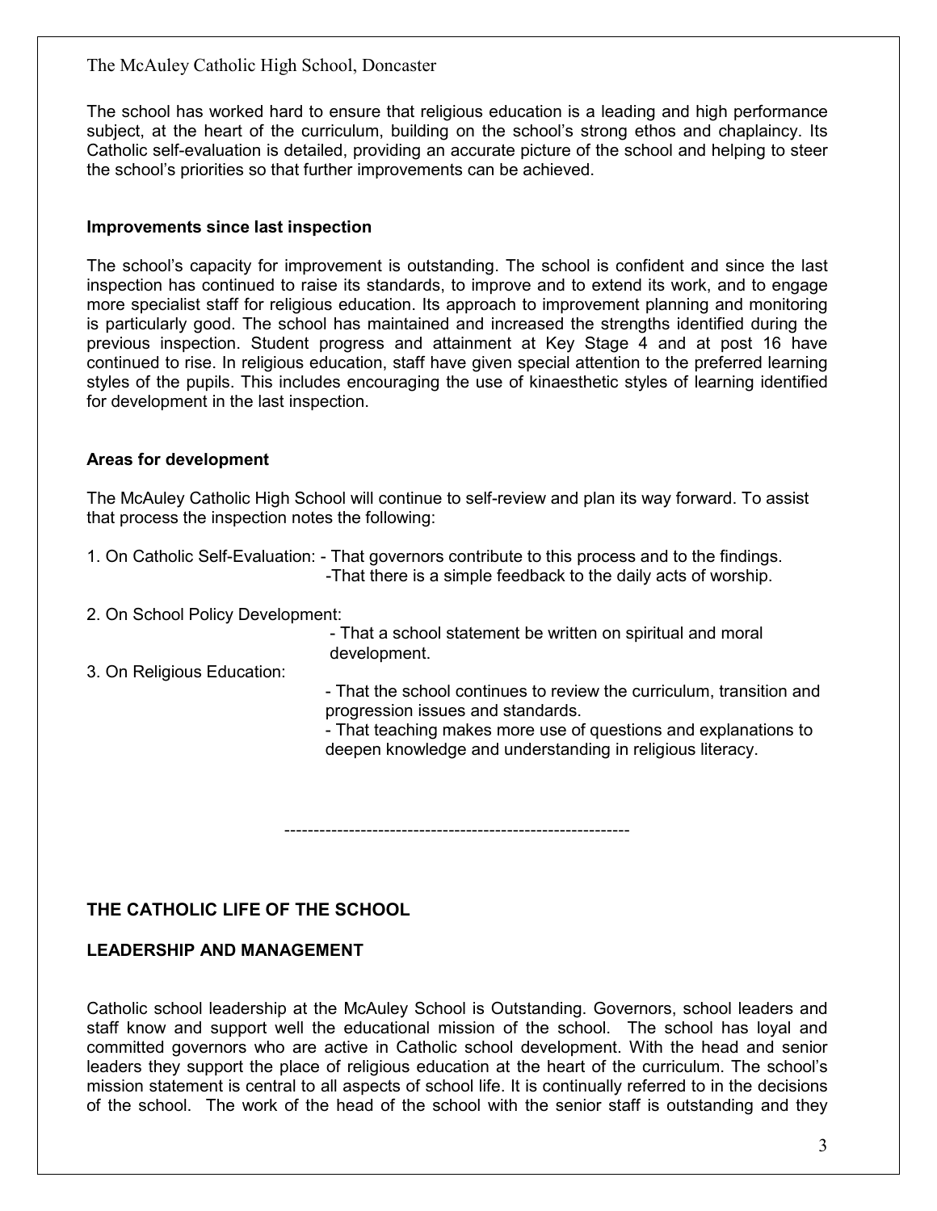The school has worked hard to ensure that religious education is a leading and high performance subject, at the heart of the curriculum, building on the school's strong ethos and chaplaincy. Its Catholic self-evaluation is detailed, providing an accurate picture of the school and helping to steer the school's priorities so that further improvements can be achieved.

**Improvements since last inspection**

The school's capacity for improvement is outstanding. The school is confident and since the last inspection has continued to raise its standards, to improve and to extend its work, and to engage more specialist staff for religious education. Its approach to improvement planning and monitoring is particularly good. The school has maintained and increased the strengths identified during the previous inspection. Student progress and attainment at Key Stage 4 and at post 16 have continued to rise. In religious education, staff have given special attention to the preferred learning styles of the pupils. This includes encouraging the use of kinaesthetic styles of learning identified for development in the last inspection.

**Areas for development**

The McAuley Catholic High School will continue to self-review and plan its way forward. To assist that process the inspection notes the following:

1. On Catholic Self-Evaluation:
   - That governors contribute to this process and to the findings.
   - That there is a simple feedback to the daily acts of worship.

2. On School Policy Development:
   - That a school statement be written on spiritual and moral development.

3. On Religious Education:
   - That the school continues to review the curriculum, transition and progression issues and standards.
   - That teaching makes more use of questions and explanations to deepen knowledge and understanding in religious literacy.

---

## THE CATHOLIC LIFE OF THE SCHOOL

### LEADERSHIP AND MANAGEMENT

Catholic school leadership at the McAuley School is Outstanding. Governors, school leaders and staff know and support well the educational mission of the school. The school has loyal and committed governors who are active in Catholic school development. With the head and senior leaders they support the place of religious education at the heart of the curriculum. The school's mission statement is central to all aspects of school life. It is continually referred to in the decisions of the school. The work of the head of the school with the senior staff is outstanding and they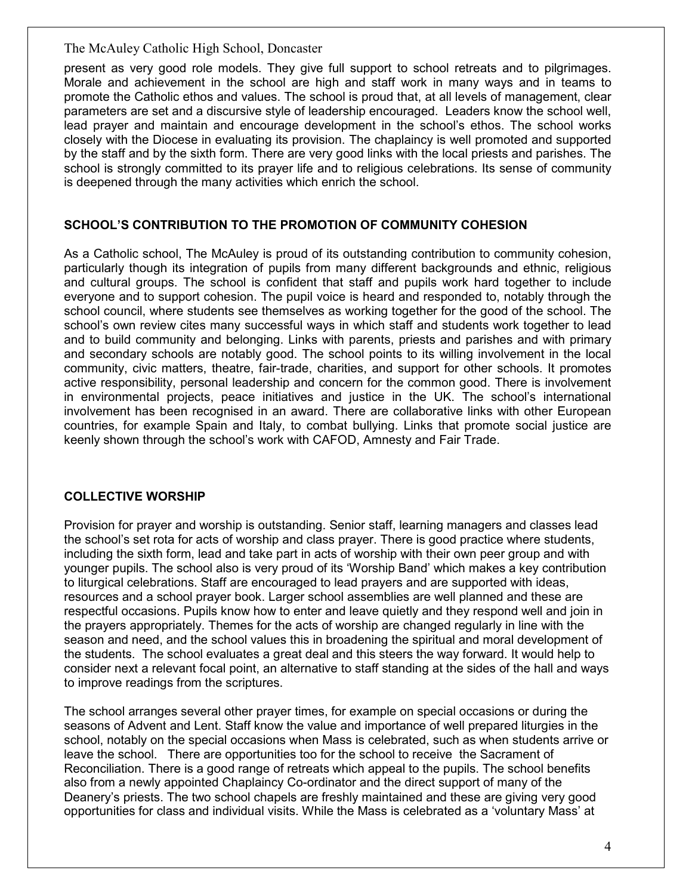present as very good role models. They give full support to school retreats and to pilgrimages. Morale and achievement in the school are high and staff work in many ways and in teams to promote the Catholic ethos and values. The school is proud that, at all levels of management, clear parameters are set and a discursive style of leadership encouraged. Leaders know the school well, lead prayer and maintain and encourage development in the school's ethos. The school works closely with the Diocese in evaluating its provision. The chaplaincy is well promoted and supported by the staff and by the sixth form. There are very good links with the local priests and parishes. The school is strongly committed to its prayer life and to religious celebrations. Its sense of community is deepened through the many activities which enrich the school.

## SCHOOL'S CONTRIBUTION TO THE PROMOTION OF COMMUNITY COHESION

As a Catholic school, The McAuley is proud of its outstanding contribution to community cohesion, particularly though its integration of pupils from many different backgrounds and ethnic, religious and cultural groups. The school is confident that staff and pupils work hard together to include everyone and to support cohesion. The pupil voice is heard and responded to, notably through the school council, where students see themselves as working together for the good of the school. The school's own review cites many successful ways in which staff and students work together to lead and to build community and belonging. Links with parents, priests and parishes and with primary and secondary schools are notably good. The school points to its willing involvement in the local community, civic matters, theatre, fair-trade, charities, and support for other schools. It promotes active responsibility, personal leadership and concern for the common good. There is involvement in environmental projects, peace initiatives and justice in the UK. The school's international involvement has been recognised in an award. There are collaborative links with other European countries, for example Spain and Italy, to combat bullying. Links that promote social justice are keenly shown through the school's work with CAFOD, Amnesty and Fair Trade.

## COLLECTIVE WORSHIP

Provision for prayer and worship is outstanding. Senior staff, learning managers and classes lead the school's set rota for acts of worship and class prayer. There is good practice where students, including the sixth form, lead and take part in acts of worship with their own peer group and with younger pupils. The school also is very proud of its 'Worship Band' which makes a key contribution to liturgical celebrations. Staff are encouraged to lead prayers and are supported with ideas, resources and a school prayer book. Larger school assemblies are well planned and these are respectful occasions. Pupils know how to enter and leave quietly and they respond well and join in the prayers appropriately. Themes for the acts of worship are changed regularly in line with the season and need, and the school values this in broadening the spiritual and moral development of the students. The school evaluates a great deal and this steers the way forward. It would help to consider next a relevant focal point, an alternative to staff standing at the sides of the hall and ways to improve readings from the scriptures.

The school arranges several other prayer times, for example on special occasions or during the seasons of Advent and Lent. Staff know the value and importance of well prepared liturgies in the school, notably on the special occasions when Mass is celebrated, such as when students arrive or leave the school. There are opportunities too for the school to receive the Sacrament of Reconciliation. There is a good range of retreats which appeal to the pupils. The school benefits also from a newly appointed Chaplaincy Co-ordinator and the direct support of many of the Deanery's priests. The two school chapels are freshly maintained and these are giving very good opportunities for class and individual visits. While the Mass is celebrated as a 'voluntary Mass' at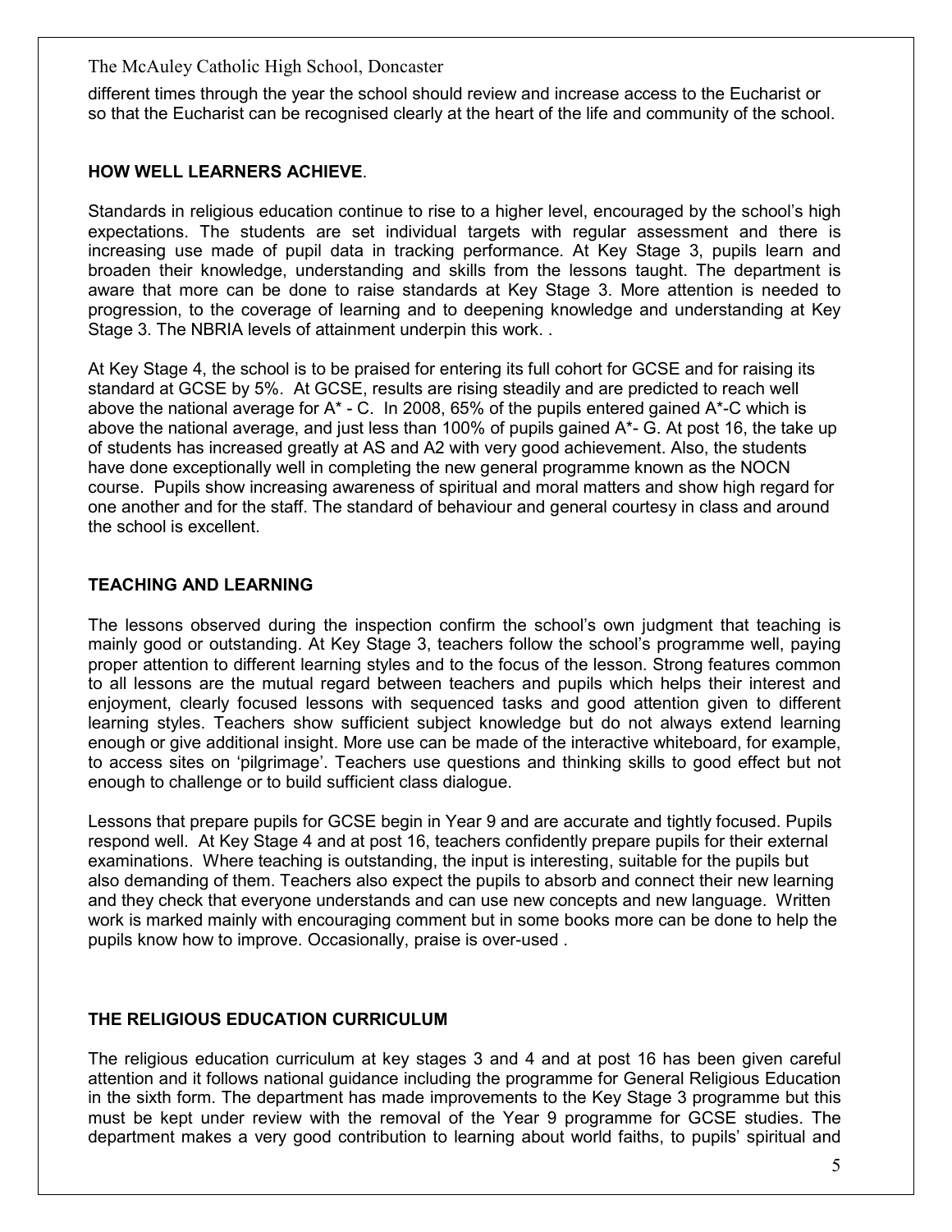different times through the year the school should review and increase access to the Eucharist or so that the Eucharist can be recognised clearly at the heart of the life and community of the school.

## HOW WELL LEARNERS ACHIEVE.

Standards in religious education continue to rise to a higher level, encouraged by the school's high expectations. The students are set individual targets with regular assessment and there is increasing use made of pupil data in tracking performance. At Key Stage 3, pupils learn and broaden their knowledge, understanding and skills from the lessons taught. The department is aware that more can be done to raise standards at Key Stage 3. More attention is needed to progression, to the coverage of learning and to deepening knowledge and understanding at Key Stage 3. The NBRIA levels of attainment underpin this work. .

At Key Stage 4, the school is to be praised for entering its full cohort for GCSE and for raising its standard at GCSE by 5%. At GCSE, results are rising steadily and are predicted to reach well above the national average for A* - C. In 2008, 65% of the pupils entered gained A*-C which is above the national average, and just less than 100% of pupils gained A*- G. At post 16, the take up of students has increased greatly at AS and A2 with very good achievement. Also, the students have done exceptionally well in completing the new general programme known as the NOCN course. Pupils show increasing awareness of spiritual and moral matters and show high regard for one another and for the staff. The standard of behaviour and general courtesy in class and around the school is excellent.

## TEACHING AND LEARNING

The lessons observed during the inspection confirm the school's own judgment that teaching is mainly good or outstanding. At Key Stage 3, teachers follow the school's programme well, paying proper attention to different learning styles and to the focus of the lesson. Strong features common to all lessons are the mutual regard between teachers and pupils which helps their interest and enjoyment, clearly focused lessons with sequenced tasks and good attention given to different learning styles. Teachers show sufficient subject knowledge but do not always extend learning enough or give additional insight. More use can be made of the interactive whiteboard, for example, to access sites on 'pilgrimage'. Teachers use questions and thinking skills to good effect but not enough to challenge or to build sufficient class dialogue.

Lessons that prepare pupils for GCSE begin in Year 9 and are accurate and tightly focused. Pupils respond well. At Key Stage 4 and at post 16, teachers confidently prepare pupils for their external examinations. Where teaching is outstanding, the input is interesting, suitable for the pupils but also demanding of them. Teachers also expect the pupils to absorb and connect their new learning and they check that everyone understands and can use new concepts and new language. Written work is marked mainly with encouraging comment but in some books more can be done to help the pupils know how to improve. Occasionally, praise is over-used .

## THE RELIGIOUS EDUCATION CURRICULUM

The religious education curriculum at key stages 3 and 4 and at post 16 has been given careful attention and it follows national guidance including the programme for General Religious Education in the sixth form. The department has made improvements to the Key Stage 3 programme but this must be kept under review with the removal of the Year 9 programme for GCSE studies. The department makes a very good contribution to learning about world faiths, to pupils' spiritual and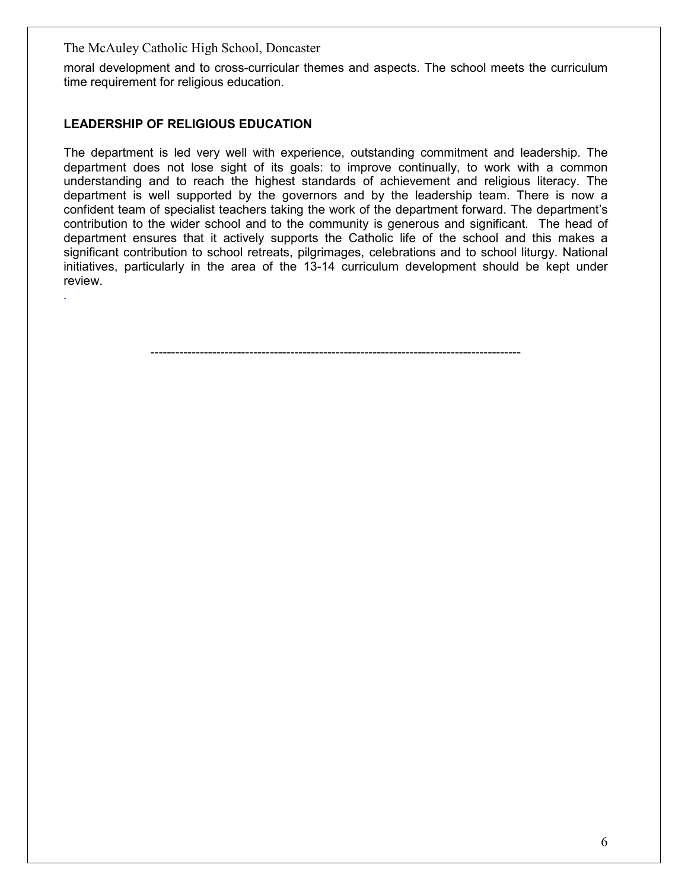moral development and to cross-curricular themes and aspects. The school meets the curriculum time requirement for religious education.

## LEADERSHIP OF RELIGIOUS EDUCATION

The department is led very well with experience, outstanding commitment and leadership. The department does not lose sight of its goals: to improve continually, to work with a common understanding and to reach the highest standards of achievement and religious literacy. The department is well supported by the governors and by the leadership team. There is now a confident team of specialist teachers taking the work of the department forward. The department's contribution to the wider school and to the community is generous and significant. The head of department ensures that it actively supports the Catholic life of the school and this makes a significant contribution to school retreats, pilgrimages, celebrations and to school liturgy. National initiatives, particularly in the area of the 13-14 curriculum development should be kept under review.

-----------------------------------------------------------------------------------------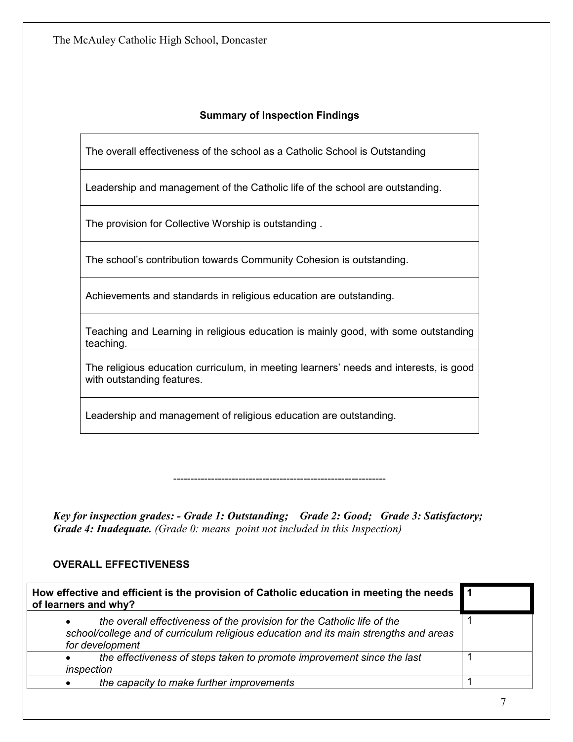## Summary of Inspection Findings

| The overall effectiveness of the school as a Catholic School is Outstanding |
|---|
| Leadership and management of the Catholic life of the school are outstanding. |
| The provision for Collective Worship is outstanding . |
| The school's contribution towards Community Cohesion is outstanding. |
| Achievements and standards in religious education are outstanding. |
| Teaching and Learning in religious education is mainly good, with some outstanding teaching. |
| The religious education curriculum, in meeting learners' needs and interests, is good with outstanding features. |
| Leadership and management of religious education are outstanding. |

---

***Key for inspection grades: - Grade 1: Outstanding; Grade 2: Good; Grade 3: Satisfactory; Grade 4: Inadequate.*** *(Grade 0: means point not included in this Inspection)*

### OVERALL EFFECTIVENESS

| **How effective and efficient is the provision of Catholic education in meeting the needs of learners and why?** | **1** |
|---|---|
| • *the overall effectiveness of the provision for the Catholic life of the school/college and of curriculum religious education and its main strengths and areas for development* | 1 |
| • *the effectiveness of steps taken to promote improvement since the last inspection* | 1 |
| • *the capacity to make further improvements* | 1 |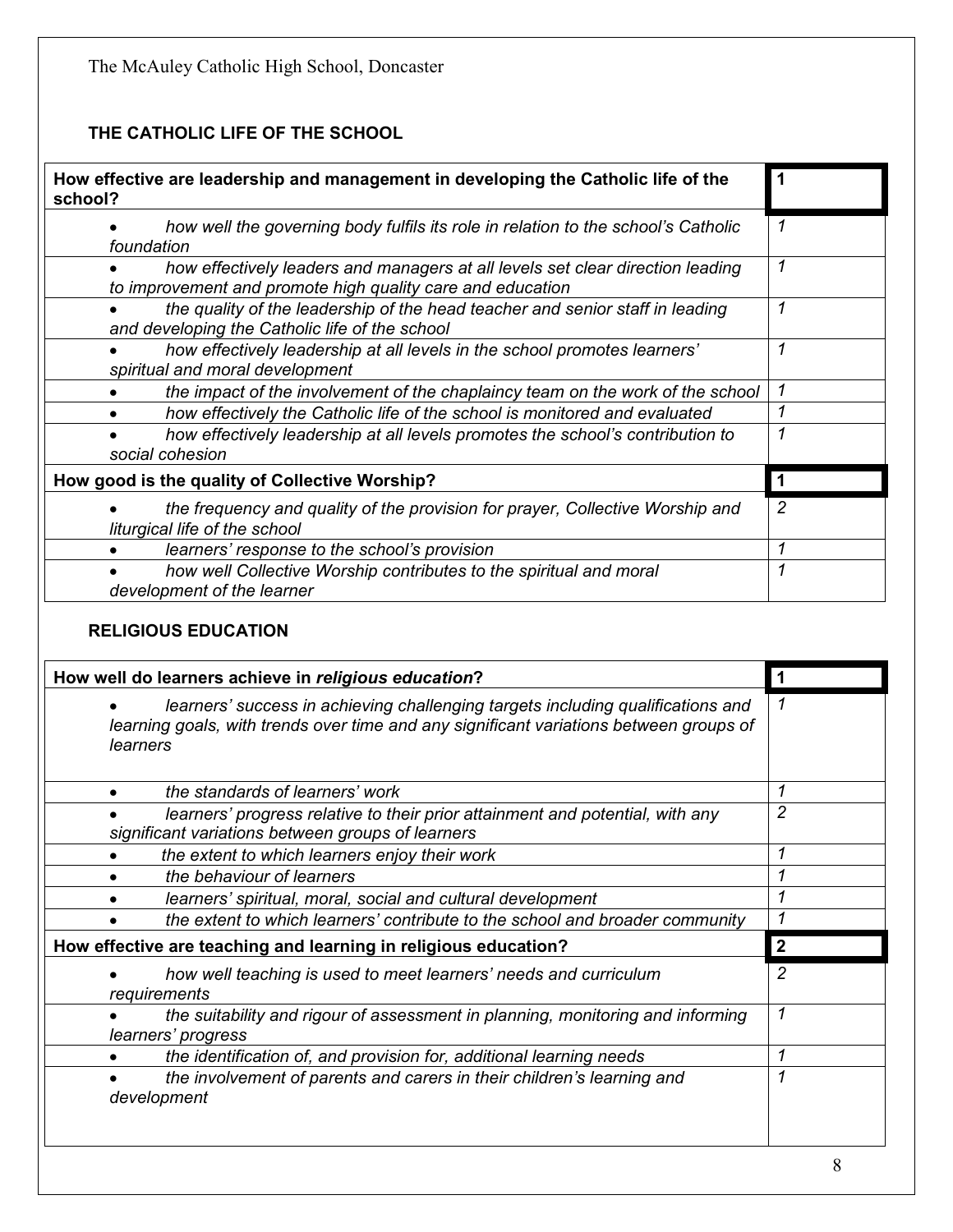The McAuley Catholic High School, Doncaster

## THE CATHOLIC LIFE OF THE SCHOOL

| **How effective are leadership and management in developing the Catholic life of the school?** | **1** |
|---|---|
| • *how well the governing body fulfils its role in relation to the school's Catholic foundation* | *1* |
| • *how effectively leaders and managers at all levels set clear direction leading to improvement and promote high quality care and education* | *1* |
| • *the quality of the leadership of the head teacher and senior staff in leading and developing the Catholic life of the school* | *1* |
| • *how effectively leadership at all levels in the school promotes learners' spiritual and moral development* | *1* |
| • *the impact of the involvement of the chaplaincy team on the work of the school* | *1* |
| • *how effectively the Catholic life of the school is monitored and evaluated* | *1* |
| • *how effectively leadership at all levels promotes the school's contribution to social cohesion* | *1* |
| **How good is the quality of Collective Worship?** | **1** |
| • *the frequency and quality of the provision for prayer, Collective Worship and liturgical life of the school* | *2* |
| • *learners' response to the school's provision* | *1* |
| • *how well Collective Worship contributes to the spiritual and moral development of the learner* | *1* |

## RELIGIOUS EDUCATION

| **How well do learners achieve in *religious education*?** | **1** |
|---|---|
| • *learners' success in achieving challenging targets including qualifications and learning goals, with trends over time and any significant variations between groups of learners* | *1* |
| • *the standards of learners' work* | *1* |
| • *learners' progress relative to their prior attainment and potential, with any significant variations between groups of learners* | *2* |
| • *the extent to which learners enjoy their work* | *1* |
| • *the behaviour of learners* | *1* |
| • *learners' spiritual, moral, social and cultural development* | *1* |
| • *the extent to which learners' contribute to the school and broader community* | *1* |
| **How effective are teaching and learning in religious education?** | **2** |
| • *how well teaching is used to meet learners' needs and curriculum requirements* | *2* |
| • *the suitability and rigour of assessment in planning, monitoring and informing learners' progress* | *1* |
| • *the identification of, and provision for, additional learning needs* | *1* |
| • *the involvement of parents and carers in their children's learning and development* | *1* |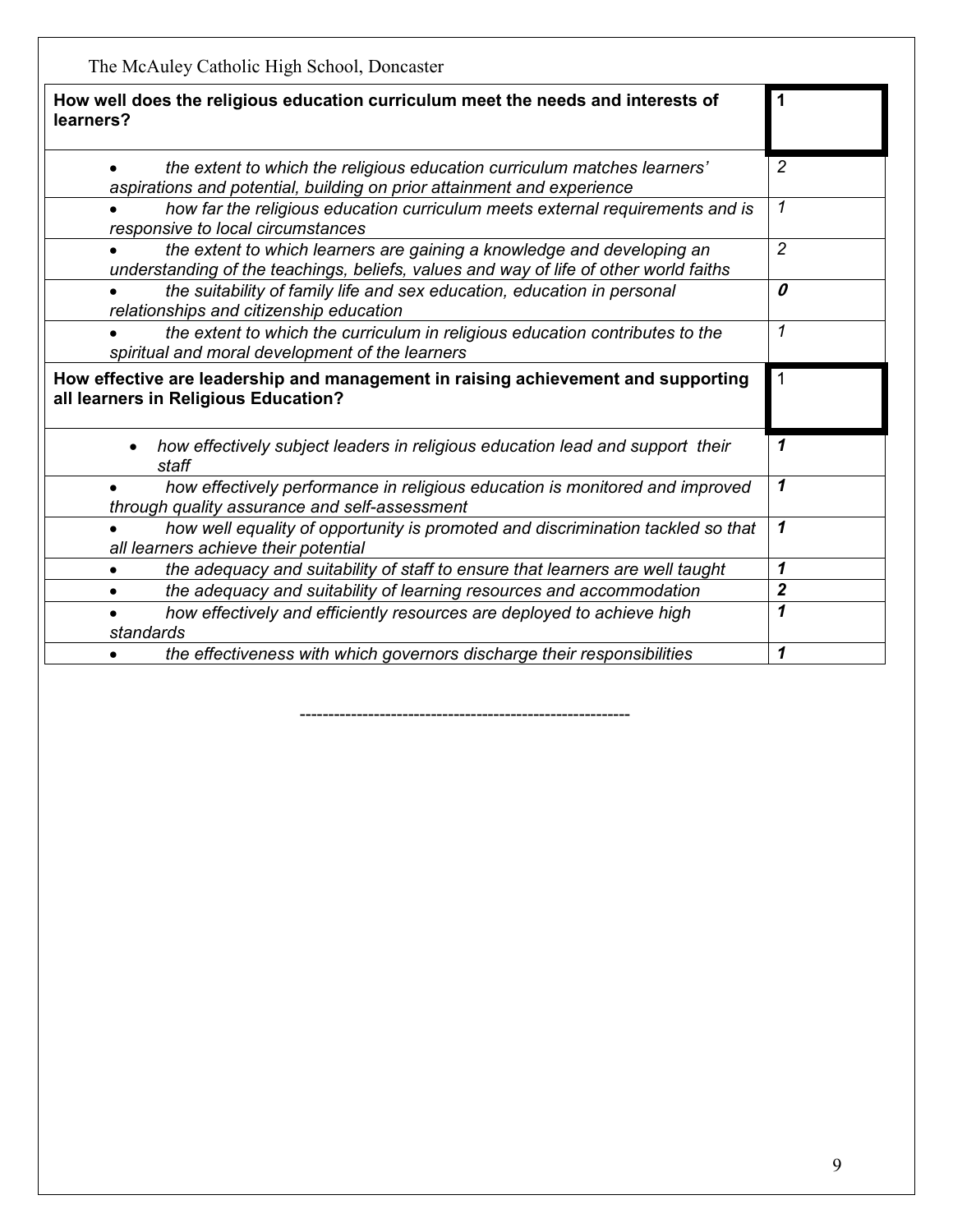| | |
|---|---|
| **How well does the religious education curriculum meet the needs and interests of learners?** | **1** |
| • *the extent to which the religious education curriculum matches learners' aspirations and potential, building on prior attainment and experience* | *2* |
| • *how far the religious education curriculum meets external requirements and is responsive to local circumstances* | *1* |
| • *the extent to which learners are gaining a knowledge and developing an understanding of the teachings, beliefs, values and way of life of other world faiths* | *2* |
| • *the suitability of family life and sex education, education in personal relationships and citizenship education* | ***0*** |
| • *the extent to which the curriculum in religious education contributes to the spiritual and moral development of the learners* | *1* |
| **How effective are leadership and management in raising achievement and supporting all learners in Religious Education?** | 1 |
| • *how effectively subject leaders in religious education lead and support their staff* | ***1*** |
| • *how effectively performance in religious education is monitored and improved through quality assurance and self-assessment* | ***1*** |
| • *how well equality of opportunity is promoted and discrimination tackled so that all learners achieve their potential* | ***1*** |
| • *the adequacy and suitability of staff to ensure that learners are well taught* | ***1*** |
| • *the adequacy and suitability of learning resources and accommodation* | ***2*** |
| • *how effectively and efficiently resources are deployed to achieve high standards* | ***1*** |
| • *the effectiveness with which governors discharge their responsibilities* | ***1*** |

---------------------------------------------------------